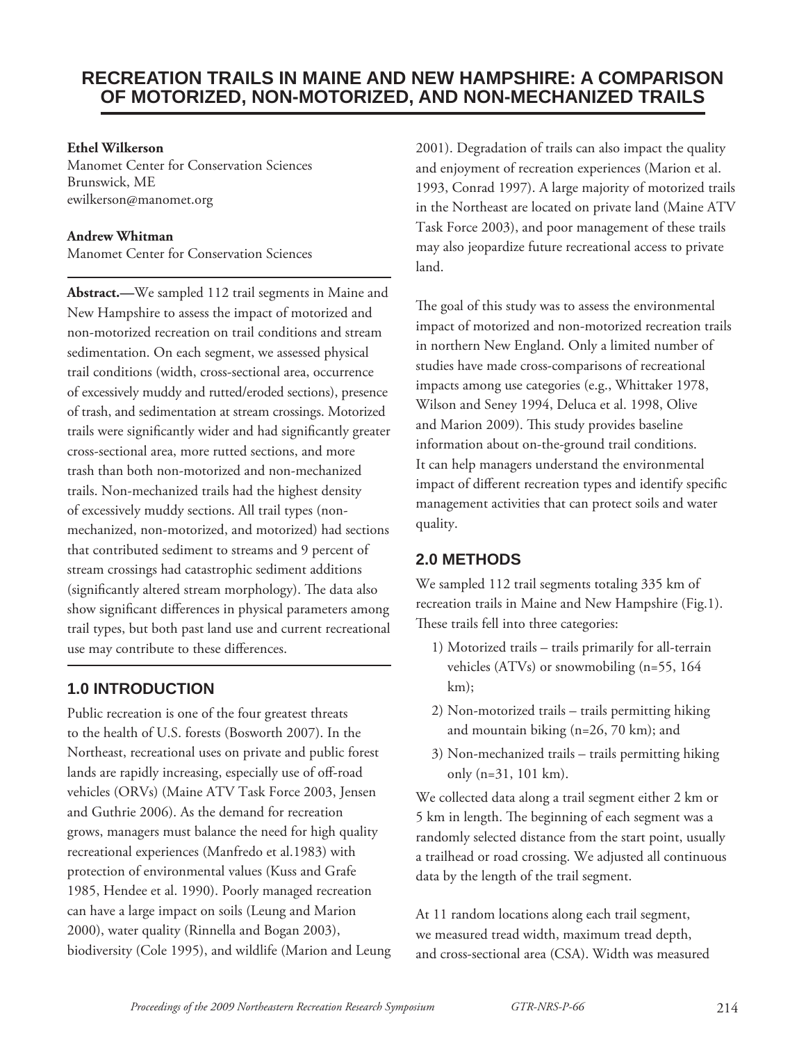# RECREATION TRAILS IN MAINE AND NEW HAMPSHIRE: A COMPARISON OF MOTORIZED, NON-MOTORIZED, AND NON-MECHANIZED TRAILS

**Ethel Wilkerson**
Manomet Center for Conservation Sciences
Brunswick, ME
ewilkerson@manomet.org

**Andrew Whitman**
Manomet Center for Conservation Sciences

**Abstract.—**We sampled 112 trail segments in Maine and New Hampshire to assess the impact of motorized and non-motorized recreation on trail conditions and stream sedimentation. On each segment, we assessed physical trail conditions (width, cross-sectional area, occurrence of excessively muddy and rutted/eroded sections), presence of trash, and sedimentation at stream crossings. Motorized trails were significantly wider and had significantly greater cross-sectional area, more rutted sections, and more trash than both non-motorized and non-mechanized trails. Non-mechanized trails had the highest density of excessively muddy sections. All trail types (non-mechanized, non-motorized, and motorized) had sections that contributed sediment to streams and 9 percent of stream crossings had catastrophic sediment additions (significantly altered stream morphology). The data also show significant differences in physical parameters among trail types, but both past land use and current recreational use may contribute to these differences.

## 1.0 INTRODUCTION

Public recreation is one of the four greatest threats to the health of U.S. forests (Bosworth 2007). In the Northeast, recreational uses on private and public forest lands are rapidly increasing, especially use of off-road vehicles (ORVs) (Maine ATV Task Force 2003, Jensen and Guthrie 2006). As the demand for recreation grows, managers must balance the need for high quality recreational experiences (Manfredo et al.1983) with protection of environmental values (Kuss and Grafe 1985, Hendee et al. 1990). Poorly managed recreation can have a large impact on soils (Leung and Marion 2000), water quality (Rinnella and Bogan 2003), biodiversity (Cole 1995), and wildlife (Marion and Leung 2001). Degradation of trails can also impact the quality and enjoyment of recreation experiences (Marion et al. 1993, Conrad 1997). A large majority of motorized trails in the Northeast are located on private land (Maine ATV Task Force 2003), and poor management of these trails may also jeopardize future recreational access to private land.

The goal of this study was to assess the environmental impact of motorized and non-motorized recreation trails in northern New England. Only a limited number of studies have made cross-comparisons of recreational impacts among use categories (e.g., Whittaker 1978, Wilson and Seney 1994, Deluca et al. 1998, Olive and Marion 2009). This study provides baseline information about on-the-ground trail conditions. It can help managers understand the environmental impact of different recreation types and identify specific management activities that can protect soils and water quality.

## 2.0 METHODS

We sampled 112 trail segments totaling 335 km of recreation trails in Maine and New Hampshire (Fig.1). These trails fell into three categories:

1) Motorized trails – trails primarily for all-terrain vehicles (ATVs) or snowmobiling (n=55, 164 km);
2) Non-motorized trails – trails permitting hiking and mountain biking (n=26, 70 km); and
3) Non-mechanized trails – trails permitting hiking only (n=31, 101 km).

We collected data along a trail segment either 2 km or 5 km in length. The beginning of each segment was a randomly selected distance from the start point, usually a trailhead or road crossing. We adjusted all continuous data by the length of the trail segment.

At 11 random locations along each trail segment, we measured tread width, maximum tread depth, and cross-sectional area (CSA). Width was measured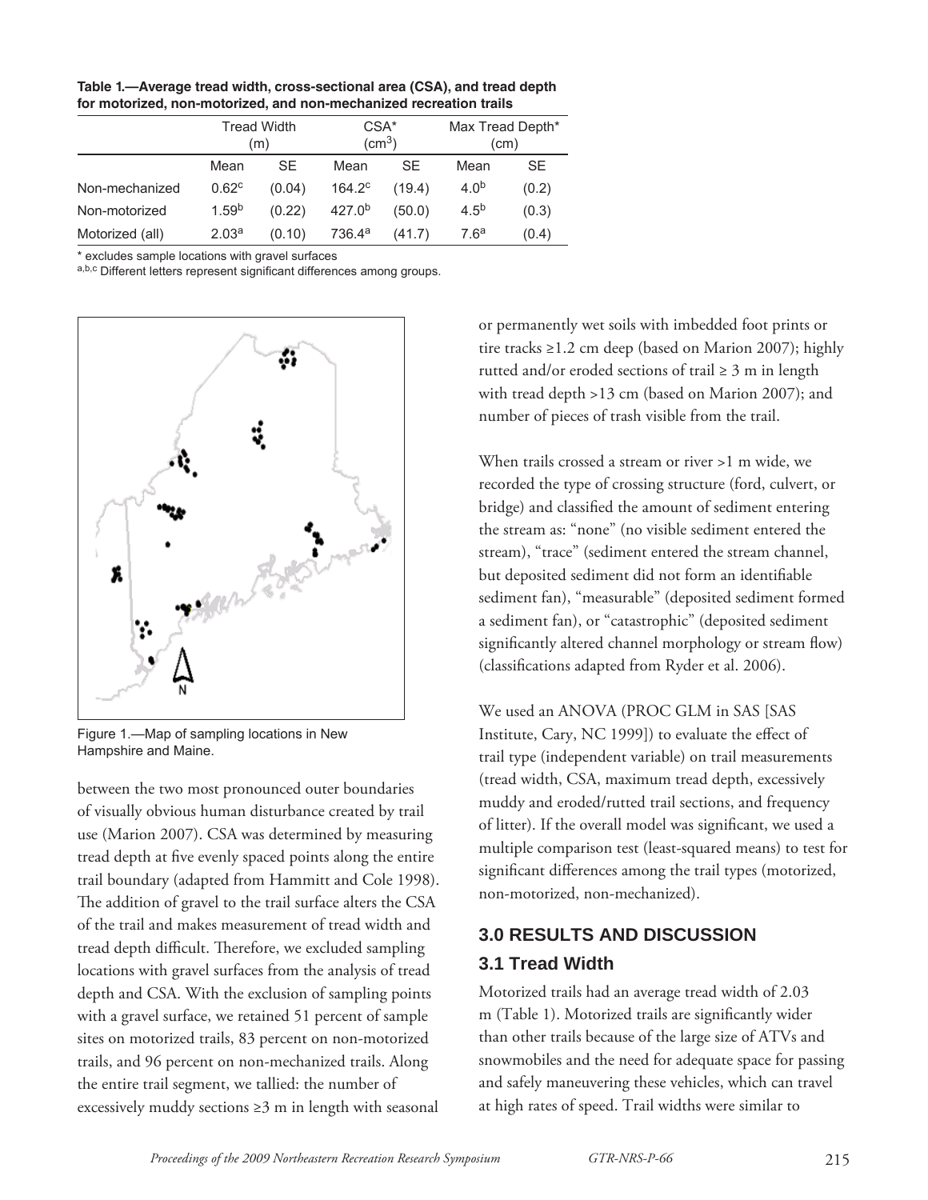**Table 1.—Average tread width, cross-sectional area (CSA), and tread depth for motorized, non-motorized, and non-mechanized recreation trails**

| | Tread Width (m) | | CSA* ($cm^3$) | | Max Tread Depth* (cm) | |
|---|---|---|---|---|---|---|
| | Mean | SE | Mean | SE | Mean | SE |
| Non-mechanized | 0.62[c] | (0.04) | 164.2[c] | (19.4) | 4.0[b] | (0.2) |
| Non-motorized | 1.59[b] | (0.22) | 427.0[b] | (50.0) | 4.5[b] | (0.3) |
| Motorized (all) | 2.03[a] | (0.10) | 736.4[a] | (41.7) | 7.6[a] | (0.4) |

\* excludes sample locations with gravel surfaces

[a,b,c] Different letters represent significant differences among groups.

Figure 1.—Map of sampling locations in New Hampshire and Maine.

between the two most pronounced outer boundaries of visually obvious human disturbance created by trail use (Marion 2007). CSA was determined by measuring tread depth at five evenly spaced points along the entire trail boundary (adapted from Hammitt and Cole 1998). The addition of gravel to the trail surface alters the CSA of the trail and makes measurement of tread width and tread depth difficult. Therefore, we excluded sampling locations with gravel surfaces from the analysis of tread depth and CSA. With the exclusion of sampling points with a gravel surface, we retained 51 percent of sample sites on motorized trails, 83 percent on non-motorized trails, and 96 percent on non-mechanized trails. Along the entire trail segment, we tallied: the number of excessively muddy sections ≥3 m in length with seasonal or permanently wet soils with imbedded foot prints or tire tracks ≥1.2 cm deep (based on Marion 2007); highly rutted and/or eroded sections of trail ≥ 3 m in length with tread depth >13 cm (based on Marion 2007); and number of pieces of trash visible from the trail.

When trails crossed a stream or river >1 m wide, we recorded the type of crossing structure (ford, culvert, or bridge) and classified the amount of sediment entering the stream as: "none" (no visible sediment entered the stream), "trace" (sediment entered the stream channel, but deposited sediment did not form an identifiable sediment fan), "measurable" (deposited sediment formed a sediment fan), or "catastrophic" (deposited sediment significantly altered channel morphology or stream flow) (classifications adapted from Ryder et al. 2006).

We used an ANOVA (PROC GLM in SAS [SAS Institute, Cary, NC 1999]) to evaluate the effect of trail type (independent variable) on trail measurements (tread width, CSA, maximum tread depth, excessively muddy and eroded/rutted trail sections, and frequency of litter). If the overall model was significant, we used a multiple comparison test (least-squared means) to test for significant differences among the trail types (motorized, non-motorized, non-mechanized).

## 3.0 RESULTS AND DISCUSSION

### 3.1 Tread Width

Motorized trails had an average tread width of 2.03 m (Table 1). Motorized trails are significantly wider than other trails because of the large size of ATVs and snowmobiles and the need for adequate space for passing and safely maneuvering these vehicles, which can travel at high rates of speed. Trail widths were similar to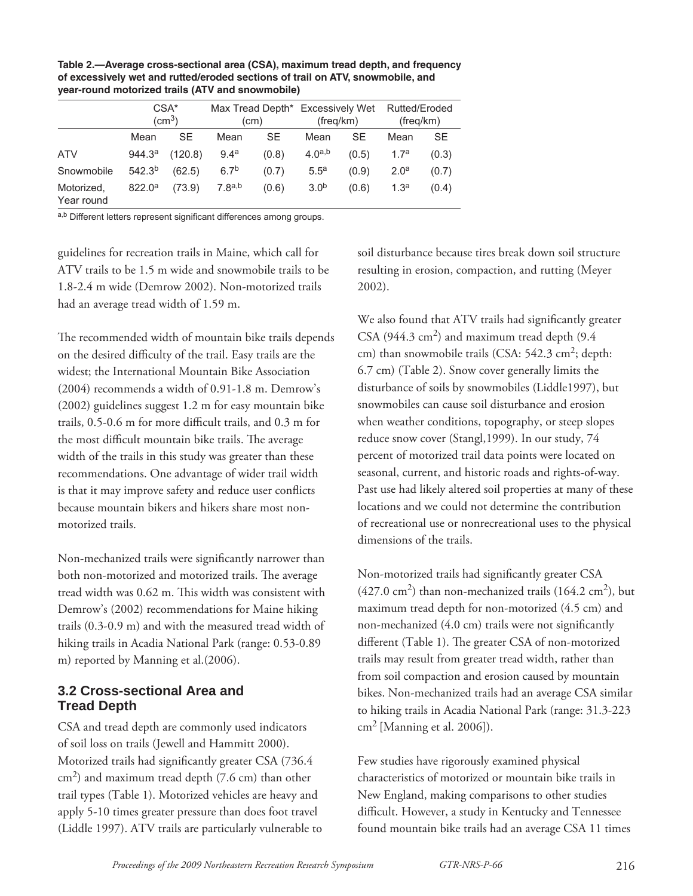**Table 2.—Average cross-sectional area (CSA), maximum tread depth, and frequency of excessively wet and rutted/eroded sections of trail on ATV, snowmobile, and year-round motorized trails (ATV and snowmobile)**

| | CSA* ($cm^3$) | | Max Tread Depth* (cm) | | Excessively Wet (freq/km) | | Rutted/Eroded (freq/km) | |
|---|---|---|---|---|---|---|---|---|
| | Mean | SE | Mean | SE | Mean | SE | Mean | SE |
| ATV | 944.3[a] | (120.8) | 9.4[a] | (0.8) | 4.0[a,b] | (0.5) | 1.7[a] | (0.3) |
| Snowmobile | 542.3[b] | (62.5) | 6.7[b] | (0.7) | 5.5[a] | (0.9) | 2.0[a] | (0.7) |
| Motorized, Year round | 822.0[a] | (73.9) | 7.8[a,b] | (0.6) | 3.0[b] | (0.6) | 1.3[a] | (0.4) |

[a,b] Different letters represent significant differences among groups.

guidelines for recreation trails in Maine, which call for ATV trails to be 1.5 m wide and snowmobile trails to be 1.8-2.4 m wide (Demrow 2002). Non-motorized trails had an average tread width of 1.59 m.

The recommended width of mountain bike trails depends on the desired difficulty of the trail. Easy trails are the widest; the International Mountain Bike Association (2004) recommends a width of 0.91-1.8 m. Demrow's (2002) guidelines suggest 1.2 m for easy mountain bike trails, 0.5-0.6 m for more difficult trails, and 0.3 m for the most difficult mountain bike trails. The average width of the trails in this study was greater than these recommendations. One advantage of wider trail width is that it may improve safety and reduce user conflicts because mountain bikers and hikers share most non-motorized trails.

Non-mechanized trails were significantly narrower than both non-motorized and motorized trails. The average tread width was 0.62 m. This width was consistent with Demrow's (2002) recommendations for Maine hiking trails (0.3-0.9 m) and with the measured tread width of hiking trails in Acadia National Park (range: 0.53-0.89 m) reported by Manning et al.(2006).

## 3.2 Cross-sectional Area and Tread Depth

CSA and tread depth are commonly used indicators of soil loss on trails (Jewell and Hammitt 2000). Motorized trails had significantly greater CSA (736.4 $cm^2$) and maximum tread depth (7.6 cm) than other trail types (Table 1). Motorized vehicles are heavy and apply 5-10 times greater pressure than does foot travel (Liddle 1997). ATV trails are particularly vulnerable to soil disturbance because tires break down soil structure resulting in erosion, compaction, and rutting (Meyer 2002).

We also found that ATV trails had significantly greater CSA (944.3 $cm^2$) and maximum tread depth (9.4 cm) than snowmobile trails (CSA: 542.3 $cm^2$; depth: 6.7 cm) (Table 2). Snow cover generally limits the disturbance of soils by snowmobiles (Liddle1997), but snowmobiles can cause soil disturbance and erosion when weather conditions, topography, or steep slopes reduce snow cover (Stangl,1999). In our study, 74 percent of motorized trail data points were located on seasonal, current, and historic roads and rights-of-way. Past use had likely altered soil properties at many of these locations and we could not determine the contribution of recreational use or nonrecreational uses to the physical dimensions of the trails.

Non-motorized trails had significantly greater CSA (427.0 $cm^2$) than non-mechanized trails (164.2 $cm^2$), but maximum tread depth for non-motorized (4.5 cm) and non-mechanized (4.0 cm) trails were not significantly different (Table 1). The greater CSA of non-motorized trails may result from greater tread width, rather than from soil compaction and erosion caused by mountain bikes. Non-mechanized trails had an average CSA similar to hiking trails in Acadia National Park (range: 31.3-223 $cm^2$ [Manning et al. 2006]).

Few studies have rigorously examined physical characteristics of motorized or mountain bike trails in New England, making comparisons to other studies difficult. However, a study in Kentucky and Tennessee found mountain bike trails had an average CSA 11 times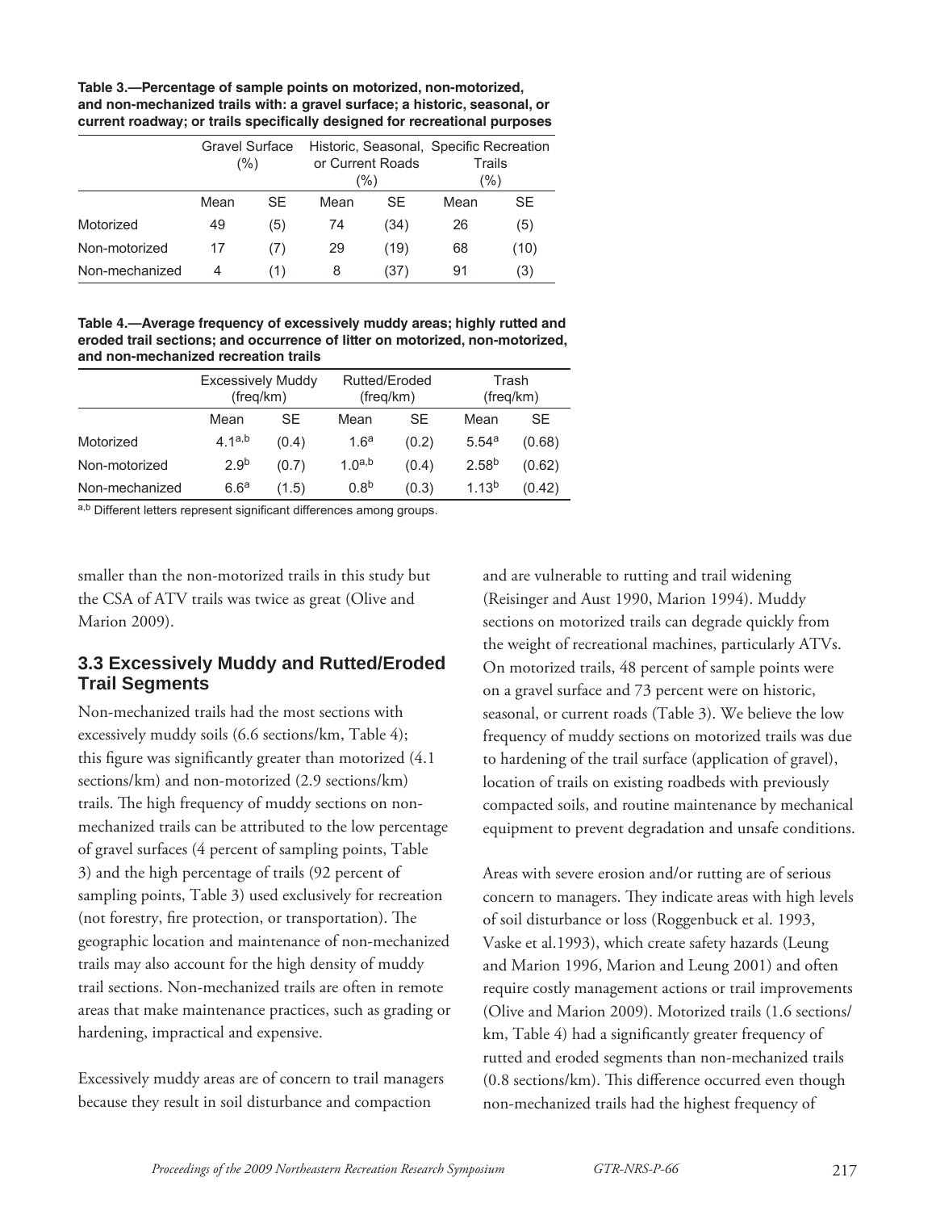**Table 3.—Percentage of sample points on motorized, non-motorized, and non-mechanized trails with: a gravel surface; a historic, seasonal, or current roadway; or trails specifically designed for recreational purposes**

| | Gravel Surface (%) | | Historic, Seasonal, or Current Roads (%) | | Specific Recreation Trails (%) | |
|---|---|---|---|---|---|---|
| | Mean | SE | Mean | SE | Mean | SE |
| Motorized | 49 | (5) | 74 | (34) | 26 | (5) |
| Non-motorized | 17 | (7) | 29 | (19) | 68 | (10) |
| Non-mechanized | 4 | (1) | 8 | (37) | 91 | (3) |

**Table 4.—Average frequency of excessively muddy areas; highly rutted and eroded trail sections; and occurrence of litter on motorized, non-motorized, and non-mechanized recreation trails**

| | Excessively Muddy (freq/km) | | Rutted/Eroded (freq/km) | | Trash (freq/km) | |
|---|---|---|---|---|---|---|
| | Mean | SE | Mean | SE | Mean | SE |
| Motorized | 4.1[a,b] | (0.4) | 1.6[a] | (0.2) | 5.54[a] | (0.68) |
| Non-motorized | 2.9[b] | (0.7) | 1.0[a,b] | (0.4) | 2.58[b] | (0.62) |
| Non-mechanized | 6.6[a] | (1.5) | 0.8[b] | (0.3) | 1.13[b] | (0.42) |

[a,b] Different letters represent significant differences among groups.

smaller than the non-motorized trails in this study but the CSA of ATV trails was twice as great (Olive and Marion 2009).

### 3.3 Excessively Muddy and Rutted/Eroded Trail Segments

Non-mechanized trails had the most sections with excessively muddy soils (6.6 sections/km, Table 4); this figure was significantly greater than motorized (4.1 sections/km) and non-motorized (2.9 sections/km) trails. The high frequency of muddy sections on non-mechanized trails can be attributed to the low percentage of gravel surfaces (4 percent of sampling points, Table 3) and the high percentage of trails (92 percent of sampling points, Table 3) used exclusively for recreation (not forestry, fire protection, or transportation). The geographic location and maintenance of non-mechanized trails may also account for the high density of muddy trail sections. Non-mechanized trails are often in remote areas that make maintenance practices, such as grading or hardening, impractical and expensive.

Excessively muddy areas are of concern to trail managers because they result in soil disturbance and compaction and are vulnerable to rutting and trail widening (Reisinger and Aust 1990, Marion 1994). Muddy sections on motorized trails can degrade quickly from the weight of recreational machines, particularly ATVs. On motorized trails, 48 percent of sample points were on a gravel surface and 73 percent were on historic, seasonal, or current roads (Table 3). We believe the low frequency of muddy sections on motorized trails was due to hardening of the trail surface (application of gravel), location of trails on existing roadbeds with previously compacted soils, and routine maintenance by mechanical equipment to prevent degradation and unsafe conditions.

Areas with severe erosion and/or rutting are of serious concern to managers. They indicate areas with high levels of soil disturbance or loss (Roggenbuck et al. 1993, Vaske et al.1993), which create safety hazards (Leung and Marion 1996, Marion and Leung 2001) and often require costly management actions or trail improvements (Olive and Marion 2009). Motorized trails (1.6 sections/km, Table 4) had a significantly greater frequency of rutted and eroded segments than non-mechanized trails (0.8 sections/km). This difference occurred even though non-mechanized trails had the highest frequency of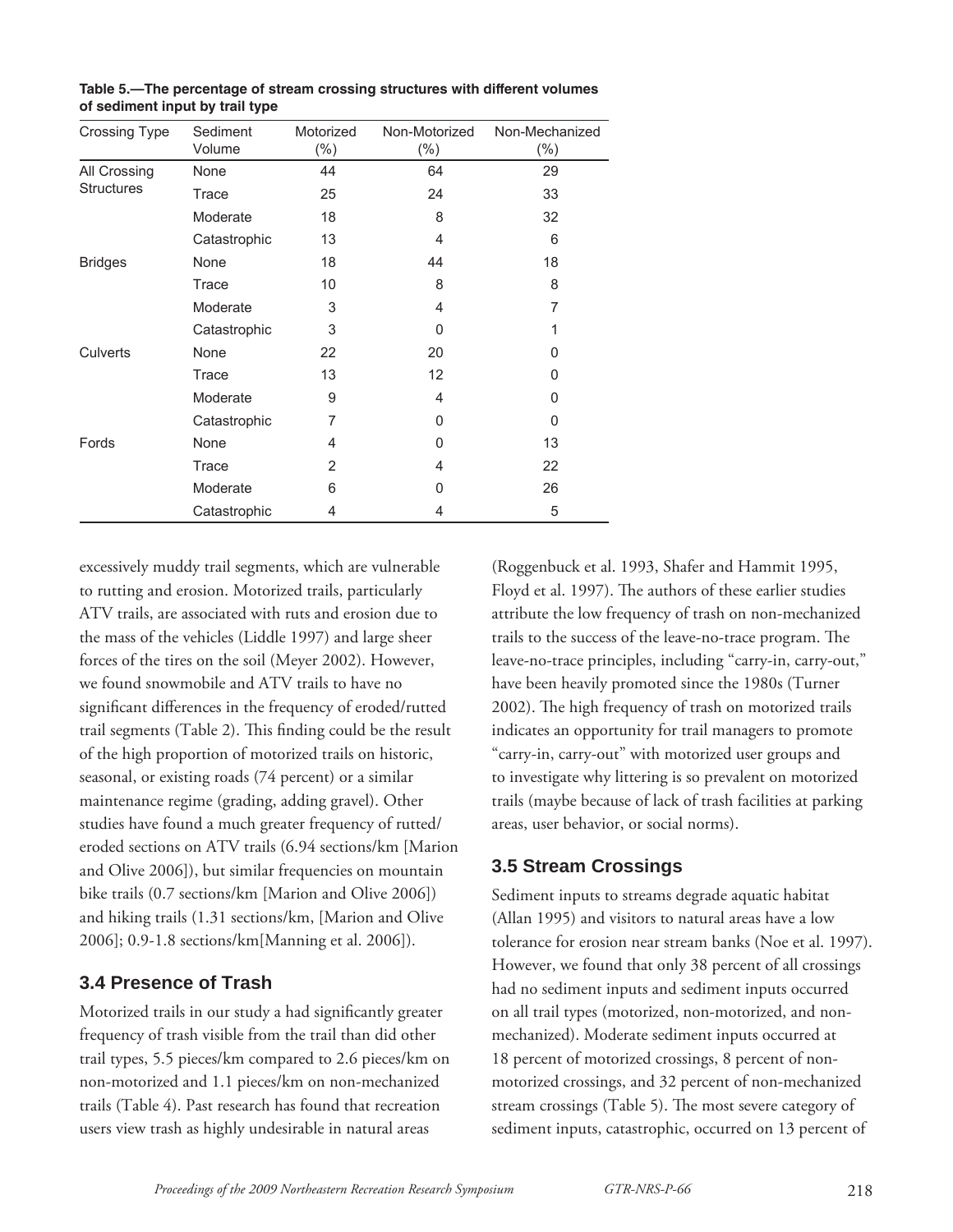**Table 5.—The percentage of stream crossing structures with different volumes of sediment input by trail type**

| Crossing Type | Sediment Volume | Motorized (%) | Non-Motorized (%) | Non-Mechanized (%) |
|---|---|---|---|---|
| All Crossing Structures | None | 44 | 64 | 29 |
| | Trace | 25 | 24 | 33 |
| | Moderate | 18 | 8 | 32 |
| | Catastrophic | 13 | 4 | 6 |
| Bridges | None | 18 | 44 | 18 |
| | Trace | 10 | 8 | 8 |
| | Moderate | 3 | 4 | 7 |
| | Catastrophic | 3 | 0 | 1 |
| Culverts | None | 22 | 20 | 0 |
| | Trace | 13 | 12 | 0 |
| | Moderate | 9 | 4 | 0 |
| | Catastrophic | 7 | 0 | 0 |
| Fords | None | 4 | 0 | 13 |
| | Trace | 2 | 4 | 22 |
| | Moderate | 6 | 0 | 26 |
| | Catastrophic | 4 | 4 | 5 |

excessively muddy trail segments, which are vulnerable to rutting and erosion. Motorized trails, particularly ATV trails, are associated with ruts and erosion due to the mass of the vehicles (Liddle 1997) and large sheer forces of the tires on the soil (Meyer 2002). However, we found snowmobile and ATV trails to have no significant differences in the frequency of eroded/rutted trail segments (Table 2). This finding could be the result of the high proportion of motorized trails on historic, seasonal, or existing roads (74 percent) or a similar maintenance regime (grading, adding gravel). Other studies have found a much greater frequency of rutted/eroded sections on ATV trails (6.94 sections/km [Marion and Olive 2006]), but similar frequencies on mountain bike trails (0.7 sections/km [Marion and Olive 2006]) and hiking trails (1.31 sections/km, [Marion and Olive 2006]; 0.9-1.8 sections/km[Manning et al. 2006]).

## 3.4 Presence of Trash

Motorized trails in our study a had significantly greater frequency of trash visible from the trail than did other trail types, 5.5 pieces/km compared to 2.6 pieces/km on non-motorized and 1.1 pieces/km on non-mechanized trails (Table 4). Past research has found that recreation users view trash as highly undesirable in natural areas (Roggenbuck et al. 1993, Shafer and Hammit 1995, Floyd et al. 1997). The authors of these earlier studies attribute the low frequency of trash on non-mechanized trails to the success of the leave-no-trace program. The leave-no-trace principles, including "carry-in, carry-out," have been heavily promoted since the 1980s (Turner 2002). The high frequency of trash on motorized trails indicates an opportunity for trail managers to promote "carry-in, carry-out" with motorized user groups and to investigate why littering is so prevalent on motorized trails (maybe because of lack of trash facilities at parking areas, user behavior, or social norms).

## 3.5 Stream Crossings

Sediment inputs to streams degrade aquatic habitat (Allan 1995) and visitors to natural areas have a low tolerance for erosion near stream banks (Noe et al. 1997). However, we found that only 38 percent of all crossings had no sediment inputs and sediment inputs occurred on all trail types (motorized, non-motorized, and non-mechanized). Moderate sediment inputs occurred at 18 percent of motorized crossings, 8 percent of non-motorized crossings, and 32 percent of non-mechanized stream crossings (Table 5). The most severe category of sediment inputs, catastrophic, occurred on 13 percent of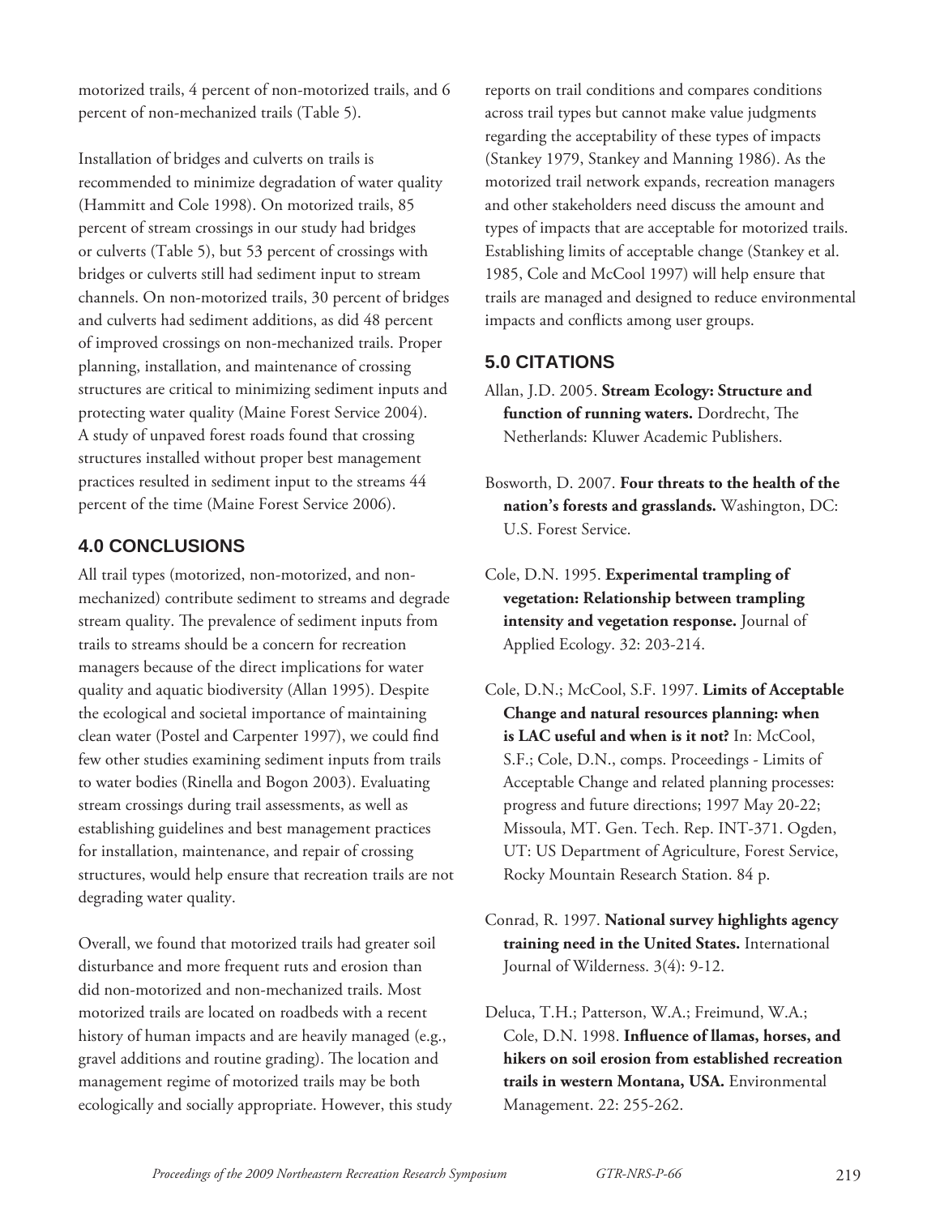motorized trails, 4 percent of non-motorized trails, and 6 percent of non-mechanized trails (Table 5).

Installation of bridges and culverts on trails is recommended to minimize degradation of water quality (Hammitt and Cole 1998). On motorized trails, 85 percent of stream crossings in our study had bridges or culverts (Table 5), but 53 percent of crossings with bridges or culverts still had sediment input to stream channels. On non-motorized trails, 30 percent of bridges and culverts had sediment additions, as did 48 percent of improved crossings on non-mechanized trails. Proper planning, installation, and maintenance of crossing structures are critical to minimizing sediment inputs and protecting water quality (Maine Forest Service 2004). A study of unpaved forest roads found that crossing structures installed without proper best management practices resulted in sediment input to the streams 44 percent of the time (Maine Forest Service 2006).

## 4.0 CONCLUSIONS

All trail types (motorized, non-motorized, and non-mechanized) contribute sediment to streams and degrade stream quality. The prevalence of sediment inputs from trails to streams should be a concern for recreation managers because of the direct implications for water quality and aquatic biodiversity (Allan 1995). Despite the ecological and societal importance of maintaining clean water (Postel and Carpenter 1997), we could find few other studies examining sediment inputs from trails to water bodies (Rinella and Bogon 2003). Evaluating stream crossings during trail assessments, as well as establishing guidelines and best management practices for installation, maintenance, and repair of crossing structures, would help ensure that recreation trails are not degrading water quality.

Overall, we found that motorized trails had greater soil disturbance and more frequent ruts and erosion than did non-motorized and non-mechanized trails. Most motorized trails are located on roadbeds with a recent history of human impacts and are heavily managed (e.g., gravel additions and routine grading). The location and management regime of motorized trails may be both ecologically and socially appropriate. However, this study reports on trail conditions and compares conditions across trail types but cannot make value judgments regarding the acceptability of these types of impacts (Stankey 1979, Stankey and Manning 1986). As the motorized trail network expands, recreation managers and other stakeholders need discuss the amount and types of impacts that are acceptable for motorized trails. Establishing limits of acceptable change (Stankey et al. 1985, Cole and McCool 1997) will help ensure that trails are managed and designed to reduce environmental impacts and conflicts among user groups.

## 5.0 CITATIONS

Allan, J.D. 2005. **Stream Ecology: Structure and function of running waters.** Dordrecht, The Netherlands: Kluwer Academic Publishers.

Bosworth, D. 2007. **Four threats to the health of the nation's forests and grasslands.** Washington, DC: U.S. Forest Service.

Cole, D.N. 1995. **Experimental trampling of vegetation: Relationship between trampling intensity and vegetation response.** Journal of Applied Ecology. 32: 203-214.

Cole, D.N.; McCool, S.F. 1997. **Limits of Acceptable Change and natural resources planning: when is LAC useful and when is it not?** In: McCool, S.F.; Cole, D.N., comps. Proceedings - Limits of Acceptable Change and related planning processes: progress and future directions; 1997 May 20-22; Missoula, MT. Gen. Tech. Rep. INT-371. Ogden, UT: US Department of Agriculture, Forest Service, Rocky Mountain Research Station. 84 p.

Conrad, R. 1997. **National survey highlights agency training need in the United States.** International Journal of Wilderness. 3(4): 9-12.

Deluca, T.H.; Patterson, W.A.; Freimund, W.A.; Cole, D.N. 1998. **Influence of llamas, horses, and hikers on soil erosion from established recreation trails in western Montana, USA.** Environmental Management. 22: 255-262.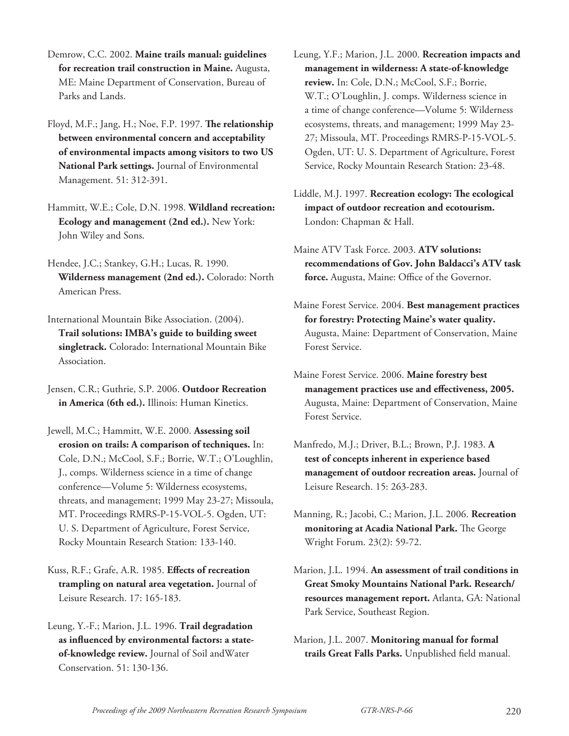Demrow, C.C. 2002. **Maine trails manual: guidelines for recreation trail construction in Maine.** Augusta, ME: Maine Department of Conservation, Bureau of Parks and Lands.

Floyd, M.F.; Jang, H.; Noe, F.P. 1997. **The relationship between environmental concern and acceptability of environmental impacts among visitors to two US National Park settings.** Journal of Environmental Management. 51: 312-391.

Hammitt, W.E.; Cole, D.N. 1998. **Wildland recreation: Ecology and management (2nd ed.).** New York: John Wiley and Sons.

Hendee, J.C.; Stankey, G.H.; Lucas, R. 1990. **Wilderness management (2nd ed.).** Colorado: North American Press.

International Mountain Bike Association. (2004). **Trail solutions: IMBA's guide to building sweet singletrack.** Colorado: International Mountain Bike Association.

Jensen, C.R.; Guthrie, S.P. 2006. **Outdoor Recreation in America (6th ed.).** Illinois: Human Kinetics.

Jewell, M.C.; Hammitt, W.E. 2000. **Assessing soil erosion on trails: A comparison of techniques.** In: Cole, D.N.; McCool, S.F.; Borrie, W.T.; O'Loughlin, J., comps. Wilderness science in a time of change conference—Volume 5: Wilderness ecosystems, threats, and management; 1999 May 23-27; Missoula, MT. Proceedings RMRS-P-15-VOL-5. Ogden, UT: U. S. Department of Agriculture, Forest Service, Rocky Mountain Research Station: 133-140.

Kuss, R.F.; Grafe, A.R. 1985. **Effects of recreation trampling on natural area vegetation.** Journal of Leisure Research. 17: 165-183.

Leung, Y.-F.; Marion, J.L. 1996. **Trail degradation as influenced by environmental factors: a state-of-knowledge review.** Journal of Soil andWater Conservation. 51: 130-136.

Leung, Y.F.; Marion, J.L. 2000. **Recreation impacts and management in wilderness: A state-of-knowledge review.** In: Cole, D.N.; McCool, S.F.; Borrie, W.T.; O'Loughlin, J. comps. Wilderness science in a time of change conference—Volume 5: Wilderness ecosystems, threats, and management; 1999 May 23-27; Missoula, MT. Proceedings RMRS-P-15-VOL-5. Ogden, UT: U. S. Department of Agriculture, Forest Service, Rocky Mountain Research Station: 23-48.

Liddle, M.J. 1997. **Recreation ecology: The ecological impact of outdoor recreation and ecotourism.** London: Chapman & Hall.

Maine ATV Task Force. 2003. **ATV solutions: recommendations of Gov. John Baldacci's ATV task force.** Augusta, Maine: Office of the Governor.

Maine Forest Service. 2004. **Best management practices for forestry: Protecting Maine's water quality.** Augusta, Maine: Department of Conservation, Maine Forest Service.

Maine Forest Service. 2006. **Maine forestry best management practices use and effectiveness, 2005.** Augusta, Maine: Department of Conservation, Maine Forest Service.

Manfredo, M.J.; Driver, B.L.; Brown, P.J. 1983. **A test of concepts inherent in experience based management of outdoor recreation areas.** Journal of Leisure Research. 15: 263-283.

Manning, R.; Jacobi, C.; Marion, J.L. 2006. **Recreation monitoring at Acadia National Park.** The George Wright Forum. 23(2): 59-72.

Marion, J.L. 1994. **An assessment of trail conditions in Great Smoky Mountains National Park. Research/resources management report.** Atlanta, GA: National Park Service, Southeast Region.

Marion, J.L. 2007. **Monitoring manual for formal trails Great Falls Parks.** Unpublished field manual.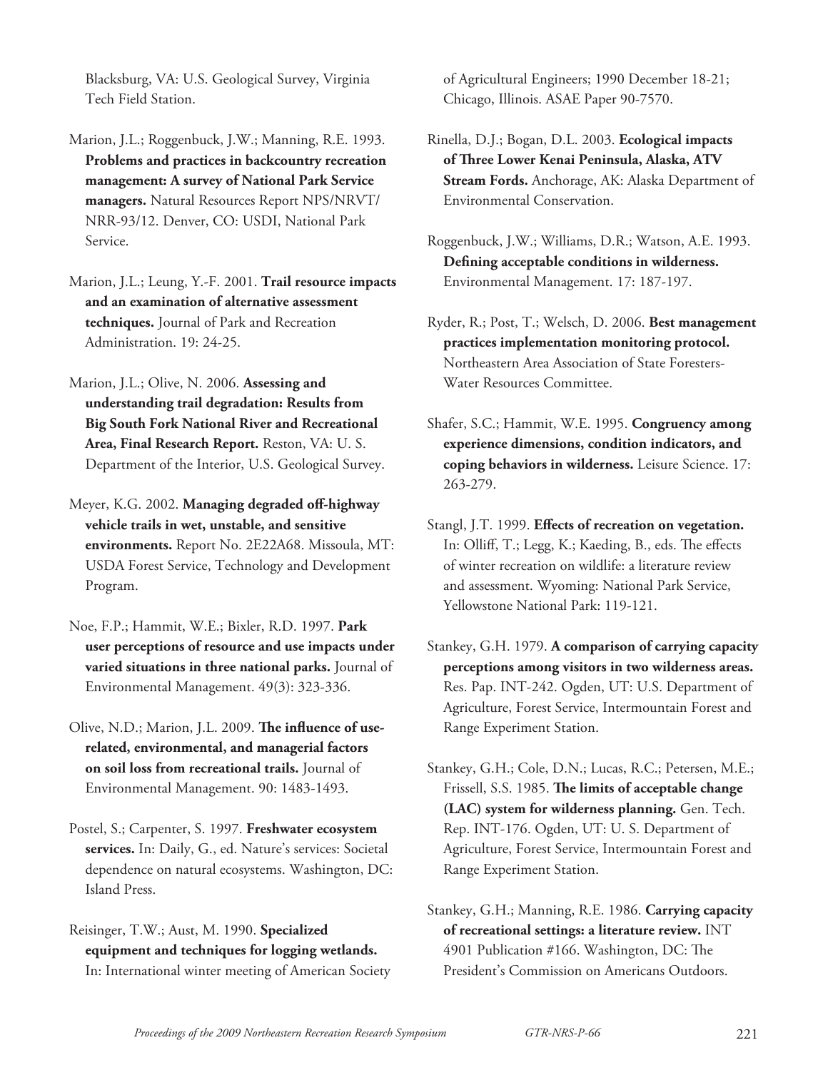Blacksburg, VA: U.S. Geological Survey, Virginia Tech Field Station.

Marion, J.L.; Roggenbuck, J.W.; Manning, R.E. 1993. **Problems and practices in backcountry recreation management: A survey of National Park Service managers.** Natural Resources Report NPS/NRVT/NRR-93/12. Denver, CO: USDI, National Park Service.

Marion, J.L.; Leung, Y.-F. 2001. **Trail resource impacts and an examination of alternative assessment techniques.** Journal of Park and Recreation Administration. 19: 24-25.

Marion, J.L.; Olive, N. 2006. **Assessing and understanding trail degradation: Results from Big South Fork National River and Recreational Area, Final Research Report.** Reston, VA: U. S. Department of the Interior, U.S. Geological Survey.

Meyer, K.G. 2002. **Managing degraded off-highway vehicle trails in wet, unstable, and sensitive environments.** Report No. 2E22A68. Missoula, MT: USDA Forest Service, Technology and Development Program.

Noe, F.P.; Hammit, W.E.; Bixler, R.D. 1997. **Park user perceptions of resource and use impacts under varied situations in three national parks.** Journal of Environmental Management. 49(3): 323-336.

Olive, N.D.; Marion, J.L. 2009. **The influence of use-related, environmental, and managerial factors on soil loss from recreational trails.** Journal of Environmental Management. 90: 1483-1493.

Postel, S.; Carpenter, S. 1997. **Freshwater ecosystem services.** In: Daily, G., ed. Nature's services: Societal dependence on natural ecosystems. Washington, DC: Island Press.

Reisinger, T.W.; Aust, M. 1990. **Specialized equipment and techniques for logging wetlands.** In: International winter meeting of American Society of Agricultural Engineers; 1990 December 18-21; Chicago, Illinois. ASAE Paper 90-7570.

Rinella, D.J.; Bogan, D.L. 2003. **Ecological impacts of Three Lower Kenai Peninsula, Alaska, ATV Stream Fords.** Anchorage, AK: Alaska Department of Environmental Conservation.

Roggenbuck, J.W.; Williams, D.R.; Watson, A.E. 1993. **Defining acceptable conditions in wilderness.** Environmental Management. 17: 187-197.

Ryder, R.; Post, T.; Welsch, D. 2006. **Best management practices implementation monitoring protocol.** Northeastern Area Association of State Foresters-Water Resources Committee.

Shafer, S.C.; Hammit, W.E. 1995. **Congruency among experience dimensions, condition indicators, and coping behaviors in wilderness.** Leisure Science. 17: 263-279.

Stangl, J.T. 1999. **Effects of recreation on vegetation.** In: Olliff, T.; Legg, K.; Kaeding, B., eds. The effects of winter recreation on wildlife: a literature review and assessment. Wyoming: National Park Service, Yellowstone National Park: 119-121.

Stankey, G.H. 1979. **A comparison of carrying capacity perceptions among visitors in two wilderness areas.** Res. Pap. INT-242. Ogden, UT: U.S. Department of Agriculture, Forest Service, Intermountain Forest and Range Experiment Station.

Stankey, G.H.; Cole, D.N.; Lucas, R.C.; Petersen, M.E.; Frissell, S.S. 1985. **The limits of acceptable change (LAC) system for wilderness planning.** Gen. Tech. Rep. INT-176. Ogden, UT: U. S. Department of Agriculture, Forest Service, Intermountain Forest and Range Experiment Station.

Stankey, G.H.; Manning, R.E. 1986. **Carrying capacity of recreational settings: a literature review.** INT 4901 Publication #166. Washington, DC: The President's Commission on Americans Outdoors.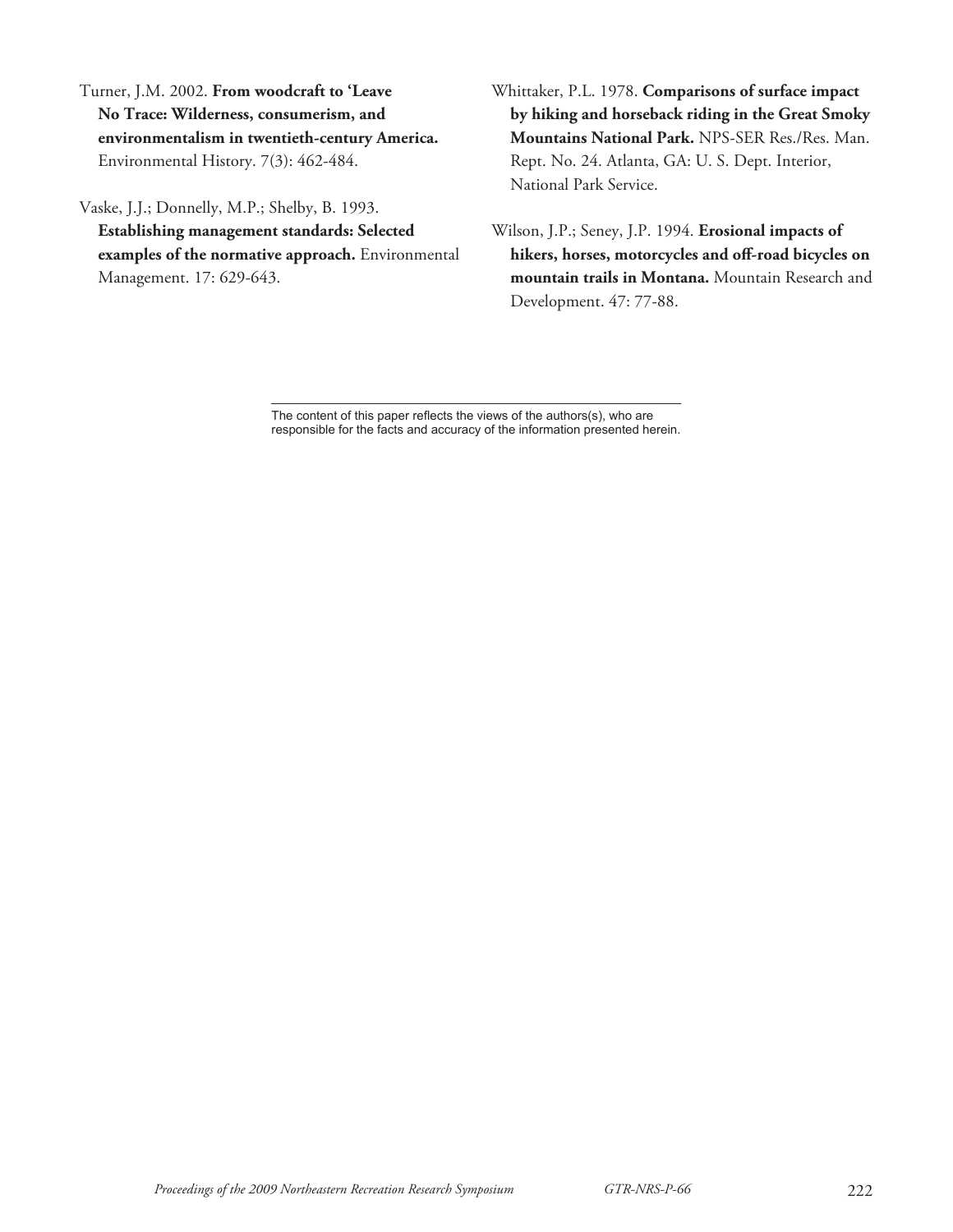Turner, J.M. 2002. **From woodcraft to 'Leave No Trace: Wilderness, consumerism, and environmentalism in twentieth-century America.** Environmental History. 7(3): 462-484.

Vaske, J.J.; Donnelly, M.P.; Shelby, B. 1993. **Establishing management standards: Selected examples of the normative approach.** Environmental Management. 17: 629-643.

Whittaker, P.L. 1978. **Comparisons of surface impact by hiking and horseback riding in the Great Smoky Mountains National Park.** NPS-SER Res./Res. Man. Rept. No. 24. Atlanta, GA: U. S. Dept. Interior, National Park Service.

Wilson, J.P.; Seney, J.P. 1994. **Erosional impacts of hikers, horses, motorcycles and off-road bicycles on mountain trails in Montana.** Mountain Research and Development. 47: 77-88.

---

The content of this paper reflects the views of the authors(s), who are responsible for the facts and accuracy of the information presented herein.